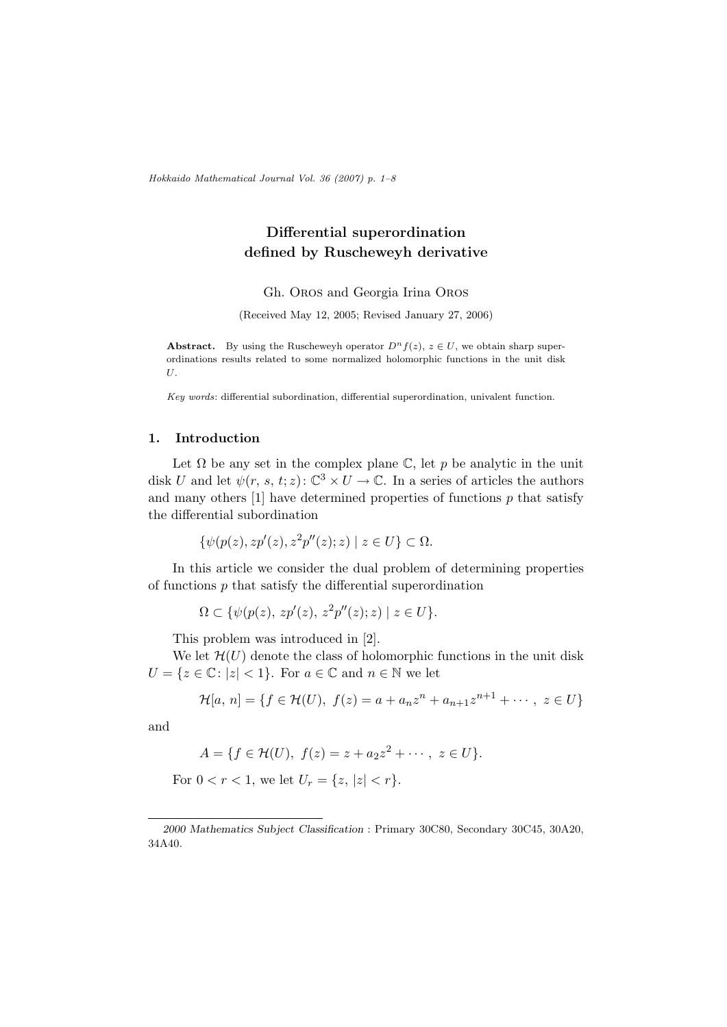# Differential superordination defined by Ruscheweyh derivative

Gh. Oros and Georgia Irina Oros

(Received May 12, 2005; Revised January 27, 2006)

**Abstract.** By using the Ruscheweyh operator $D^n f(z)$, $z \in U$, we obtain sharp superordinations results related to some normalized holomorphic functions in the unit disk $U$.

*Key words*: differential subordination, differential superordination, univalent function.

## 1. Introduction

Let $\Omega$ be any set in the complex plane $\mathbb{C}$, let $p$ be analytic in the unit disk $U$ and let $\psi(r, s, t; z) \colon \mathbb{C}^3 \times U \to \mathbb{C}$. In a series of articles the authors and many others [1] have determined properties of functions $p$ that satisfy the differential subordination

$$\{\psi(p(z), zp'(z), z^2p''(z); z) \mid z \in U\} \subset \Omega.$$

In this article we consider the dual problem of determining properties of functions $p$ that satisfy the differential superordination

$$\Omega \subset \{\psi(p(z),\, zp'(z),\, z^2p''(z); z) \mid z \in U\}.$$

This problem was introduced in [2].

We let $\mathcal{H}(U)$ denote the class of holomorphic functions in the unit disk $U = \{z \in \mathbb{C} \colon |z| < 1\}$. For $a \in \mathbb{C}$ and $n \in \mathbb{N}$ we let

$$\mathcal{H}[a,\, n] = \{f \in \mathcal{H}(U),\ f(z) = a + a_n z^n + a_{n+1} z^{n+1} + \cdots,\ z \in U\}$$

and

$$A = \{f \in \mathcal{H}(U),\ f(z) = z + a_2 z^2 + \cdots,\ z \in U\}.$$

For $0 < r < 1$, we let $U_r = \{z,\, |z| < r\}$.

*2000 Mathematics Subject Classification* : Primary 30C80, Secondary 30C45, 30A20, 34A40.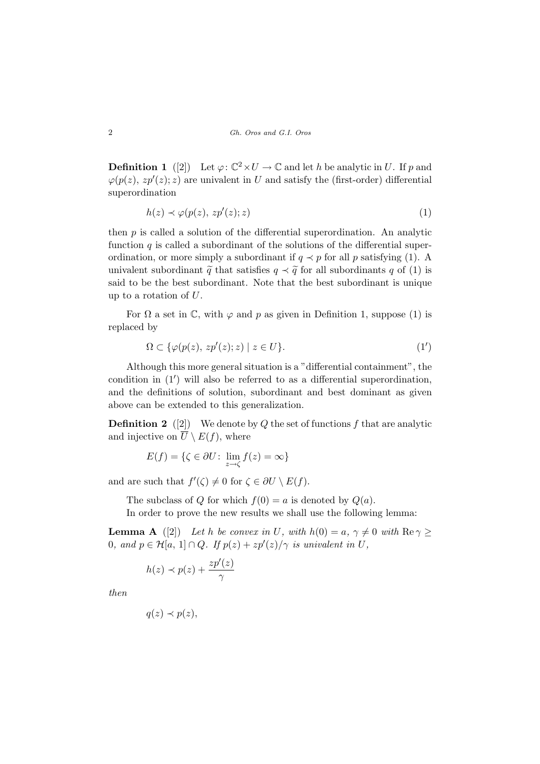**Definition 1** ([2]) Let $\varphi\colon \mathbb{C}^2 \times U \to \mathbb{C}$ and let $h$ be analytic in $U$. If $p$ and $\varphi(p(z),\, zp'(z); z)$ are univalent in $U$ and satisfy the (first-order) differential superordination

$$h(z) \prec \varphi(p(z),\, zp'(z); z) \tag{1}$$

then $p$ is called a solution of the differential superordination. An analytic function $q$ is called a subordinant of the solutions of the differential superordination, or more simply a subordinant if $q \prec p$ for all $p$ satisfying (1). A univalent subordinant $\widetilde{q}$ that satisfies $q \prec \widetilde{q}$ for all subordinants $q$ of (1) is said to be the best subordinant. Note that the best subordinant is unique up to a rotation of $U$.

For $\Omega$ a set in $\mathbb{C}$, with $\varphi$ and $p$ as given in Definition 1, suppose (1) is replaced by

$$\Omega \subset \{\varphi(p(z),\, zp'(z); z) \mid z \in U\}. \tag{1'}$$

Although this more general situation is a "differential containment", the condition in $(1')$ will also be referred to as a differential superordination, and the definitions of solution, subordinant and best dominant as given above can be extended to this generalization.

**Definition 2** ([2]) We denote by $Q$ the set of functions $f$ that are analytic and injective on $\overline{U} \setminus E(f)$, where

$$E(f) = \{\zeta \in \partial U\colon \lim_{z \to \zeta} f(z) = \infty\}$$

and are such that $f'(\zeta) \neq 0$ for $\zeta \in \partial U \setminus E(f)$.

The subclass of $Q$ for which $f(0) = a$ is denoted by $Q(a)$.

In order to prove the new results we shall use the following lemma:

**Lemma A** ([2]) *Let $h$ be convex in $U$, with $h(0) = a$, $\gamma \neq 0$ with $\operatorname{Re}\gamma \geq 0$, and $p \in \mathcal{H}[a,\, 1] \cap Q$. If $p(z) + zp'(z)/\gamma$ is univalent in $U$,*

$$h(z) \prec p(z) + \frac{zp'(z)}{\gamma}$$

*then*

$$q(z) \prec p(z),$$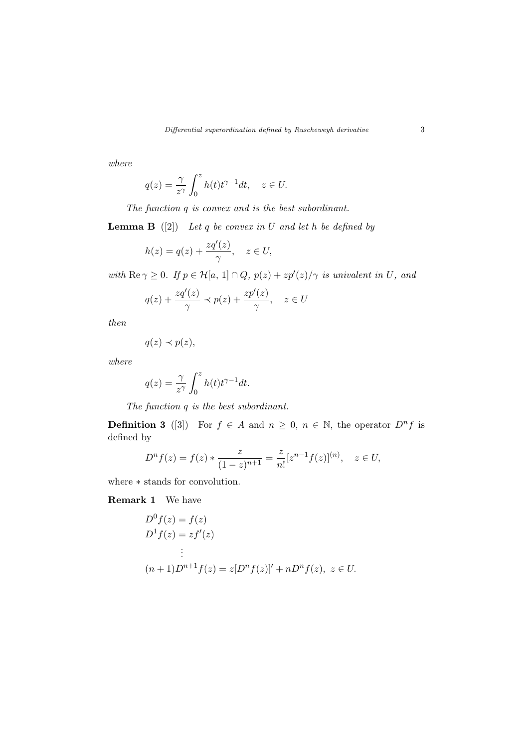*where*

$$q(z) = \frac{\gamma}{z^{\gamma}} \int_0^z h(t) t^{\gamma - 1} dt, \quad z \in U.$$

*The function $q$ is convex and is the best subordinant.*

**Lemma B** ([2]) *Let $q$ be convex in $U$ and let $h$ be defined by*

$$h(z) = q(z) + \frac{zq'(z)}{\gamma}, \quad z \in U,$$

*with* $\operatorname{Re} \gamma \geq 0$. *If* $p \in \mathcal{H}[a, 1] \cap Q$, $p(z) + zp'(z)/\gamma$ *is univalent in $U$, and*

$$q(z) + \frac{zq'(z)}{\gamma} \prec p(z) + \frac{zp'(z)}{\gamma}, \quad z \in U$$

*then*

$$q(z) \prec p(z),$$

*where*

$$q(z) = \frac{\gamma}{z^{\gamma}} \int_0^z h(t) t^{\gamma - 1} dt.$$

*The function $q$ is the best subordinant.*

**Definition 3** ([3]) For $f \in A$ and $n \geq 0$, $n \in \mathbb{N}$, the operator $D^n f$ is defined by

$$D^n f(z) = f(z) * \frac{z}{(1 - z)^{n+1}} = \frac{z}{n!} [z^{n-1} f(z)]^{(n)}, \quad z \in U,$$

where $*$ stands for convolution.

**Remark 1** We have

$$\begin{aligned}
D^0 f(z) &= f(z) \\
D^1 f(z) &= zf'(z) \\
&\vdots \\
(n+1) D^{n+1} f(z) &= z[D^n f(z)]' + nD^n f(z), \ z \in U.
\end{aligned}$$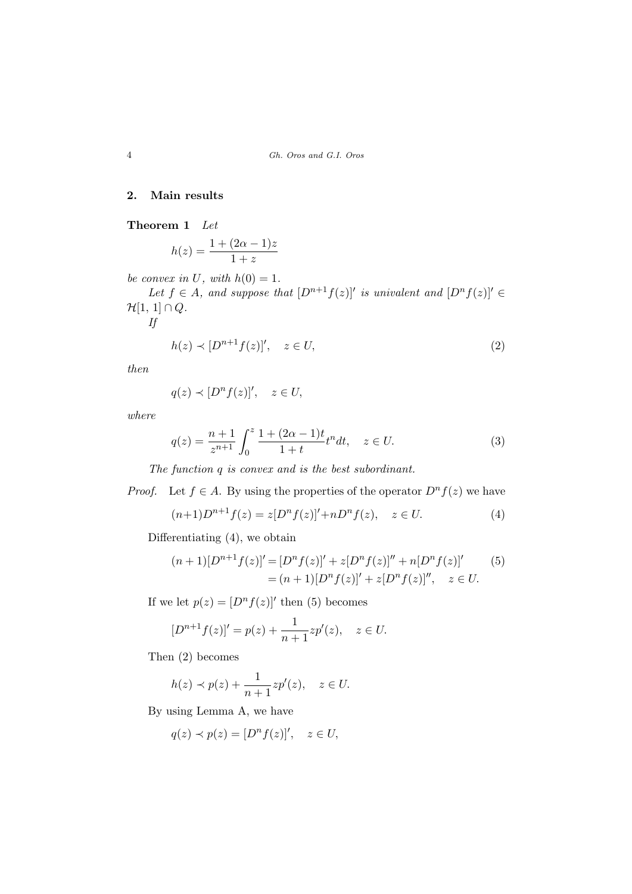## 2. Main results

**Theorem 1** *Let*

$$h(z) = \frac{1 + (2\alpha - 1)z}{1 + z}$$

*be convex in* $U$*, with* $h(0) = 1$.

*Let* $f \in A$*, and suppose that* $[D^{n+1}f(z)]'$ *is univalent and* $[D^n f(z)]' \in \mathcal{H}[1, 1] \cap Q$.

*If*

$$h(z) \prec [D^{n+1}f(z)]', \quad z \in U, \tag{2}$$

*then*

$$q(z) \prec [D^n f(z)]', \quad z \in U,$$

*where*

$$q(z) = \frac{n+1}{z^{n+1}} \int_0^z \frac{1 + (2\alpha - 1)t}{1 + t} t^n dt, \quad z \in U. \tag{3}$$

*The function* $q$ *is convex and is the best subordinant.*

*Proof.* Let $f \in A$. By using the properties of the operator $D^n f(z)$ we have

$$(n+1)D^{n+1}f(z) = z[D^n f(z)]' + nD^n f(z), \quad z \in U. \tag{4}$$

Differentiating (4), we obtain

$$\begin{aligned}(n+1)[D^{n+1}f(z)]' &= [D^n f(z)]' + z[D^n f(z)]'' + n[D^n f(z)]' \\ &= (n+1)[D^n f(z)]' + z[D^n f(z)]'', \quad z \in U.\end{aligned} \tag{5}$$

If we let $p(z) = [D^n f(z)]'$ then (5) becomes

$$[D^{n+1}f(z)]' = p(z) + \frac{1}{n+1} zp'(z), \quad z \in U.$$

Then (2) becomes

$$h(z) \prec p(z) + \frac{1}{n+1} zp'(z), \quad z \in U.$$

By using Lemma A, we have

$$q(z) \prec p(z) = [D^n f(z)]', \quad z \in U,$$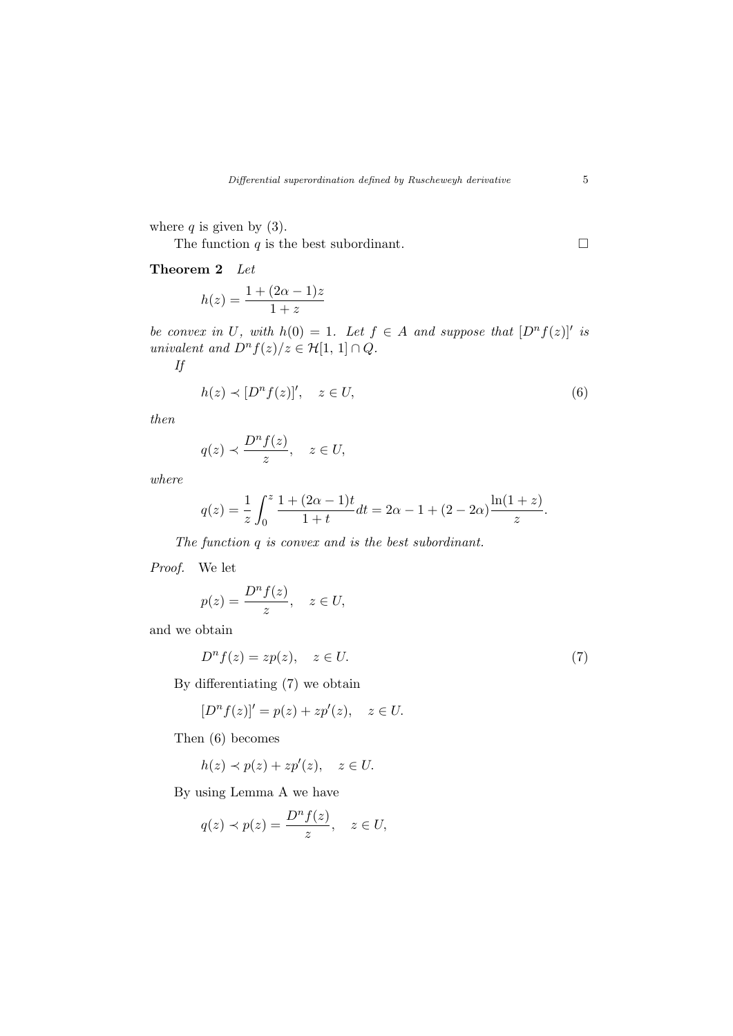where $q$ is given by (3).

The function $q$ is the best subordinant. $\square$

**Theorem 2** *Let*

$$h(z) = \frac{1 + (2\alpha - 1)z}{1 + z}$$

*be convex in* $U$*, with* $h(0) = 1$*. Let* $f \in A$ *and suppose that* $[D^n f(z)]'$ *is univalent and* $D^n f(z)/z \in \mathcal{H}[1, 1] \cap Q$*.*

*If*

$$h(z) \prec [D^n f(z)]', \quad z \in U, \tag{6}$$

*then*

$$q(z) \prec \frac{D^n f(z)}{z}, \quad z \in U,$$

*where*

$$q(z) = \frac{1}{z} \int_0^z \frac{1 + (2\alpha - 1)t}{1 + t} dt = 2\alpha - 1 + (2 - 2\alpha) \frac{\ln(1 + z)}{z}.$$

*The function* $q$ *is convex and is the best subordinant.*

*Proof.* We let

$$p(z) = \frac{D^n f(z)}{z}, \quad z \in U,$$

and we obtain

$$D^n f(z) = zp(z), \quad z \in U. \tag{7}$$

By differentiating (7) we obtain

$$[D^n f(z)]' = p(z) + zp'(z), \quad z \in U.$$

Then (6) becomes

$$h(z) \prec p(z) + zp'(z), \quad z \in U.$$

By using Lemma A we have

$$q(z) \prec p(z) = \frac{D^n f(z)}{z}, \quad z \in U,$$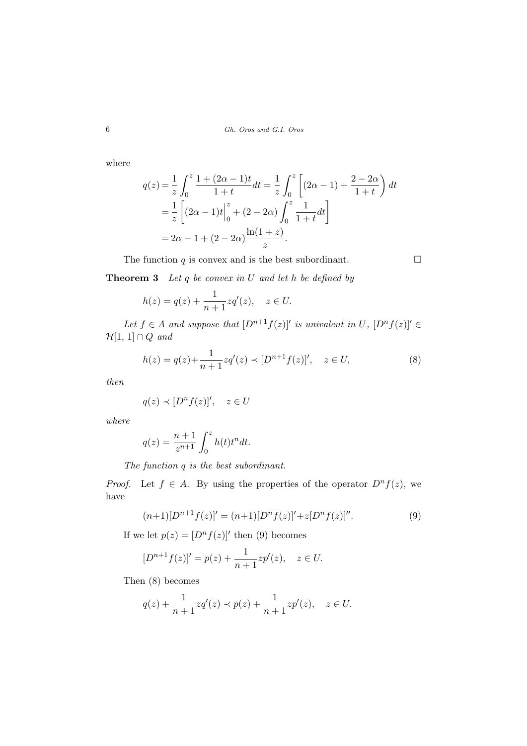where

$$
\begin{aligned}
q(z) &= \frac{1}{z}\int_0^z \frac{1+(2\alpha-1)t}{1+t}dt = \frac{1}{z}\int_0^z \left[(2\alpha-1)+\frac{2-2\alpha}{1+t}\right) dt \\
&= \frac{1}{z}\left[(2\alpha-1)t\Big|_0^z + (2-2\alpha)\int_0^z \frac{1}{1+t}dt\right] \\
&= 2\alpha - 1 + (2-2\alpha)\frac{\ln(1+z)}{z}.
\end{aligned}
$$

The function $q$ is convex and is the best subordinant. □

**Theorem 3** *Let $q$ be convex in $U$ and let $h$ be defined by*

$$
h(z) = q(z) + \frac{1}{n+1}zq'(z), \quad z \in U.
$$

*Let $f \in A$ and suppose that $[D^{n+1}f(z)]'$ is univalent in $U$, $[D^n f(z)]' \in \mathcal{H}[1, 1] \cap Q$ and*

$$
h(z) = q(z) + \frac{1}{n+1}zq'(z) \prec [D^{n+1}f(z)]', \quad z \in U, \tag{8}
$$

*then*

$$
q(z) \prec [D^n f(z)]', \quad z \in U
$$

*where*

$$
q(z) = \frac{n+1}{z^{n+1}}\int_0^z h(t)t^n dt.
$$

*The function $q$ is the best subordinant.*

*Proof.* Let $f \in A$. By using the properties of the operator $D^n f(z)$, we have

$$
(n+1)[D^{n+1}f(z)]' = (n+1)[D^n f(z)]' + z[D^n f(z)]''. \tag{9}
$$

If we let $p(z) = [D^n f(z)]'$ then (9) becomes

$$
[D^{n+1}f(z)]' = p(z) + \frac{1}{n+1}zp'(z), \quad z \in U.
$$

Then (8) becomes

$$
q(z) + \frac{1}{n+1}zq'(z) \prec p(z) + \frac{1}{n+1}zp'(z), \quad z \in U.
$$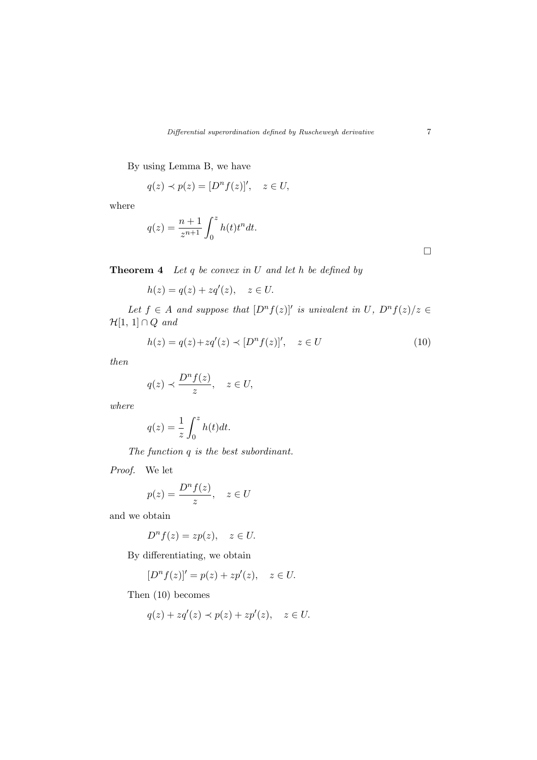By using Lemma B, we have

$$q(z) \prec p(z) = [D^n f(z)]', \quad z \in U,$$

where

$$q(z) = \frac{n+1}{z^{n+1}} \int_0^z h(t) t^n dt.$$

$\square$

**Theorem 4** *Let $q$ be convex in $U$ and let $h$ be defined by*

$$h(z) = q(z) + zq'(z), \quad z \in U.$$

*Let $f \in A$ and suppose that $[D^n f(z)]'$ is univalent in $U$, $D^n f(z)/z \in \mathcal{H}[1,\, 1] \cap Q$ and*

$$h(z) = q(z) + zq'(z) \prec [D^n f(z)]', \quad z \in U \tag{10}$$

*then*

$$q(z) \prec \frac{D^n f(z)}{z}, \quad z \in U,$$

*where*

$$q(z) = \frac{1}{z} \int_0^z h(t) dt.$$

*The function $q$ is the best subordinant.*

*Proof.* We let

$$p(z) = \frac{D^n f(z)}{z}, \quad z \in U$$

and we obtain

$$D^n f(z) = zp(z), \quad z \in U.$$

By differentiating, we obtain

$$[D^n f(z)]' = p(z) + zp'(z), \quad z \in U.$$

Then (10) becomes

$$q(z) + zq'(z) \prec p(z) + zp'(z), \quad z \in U.$$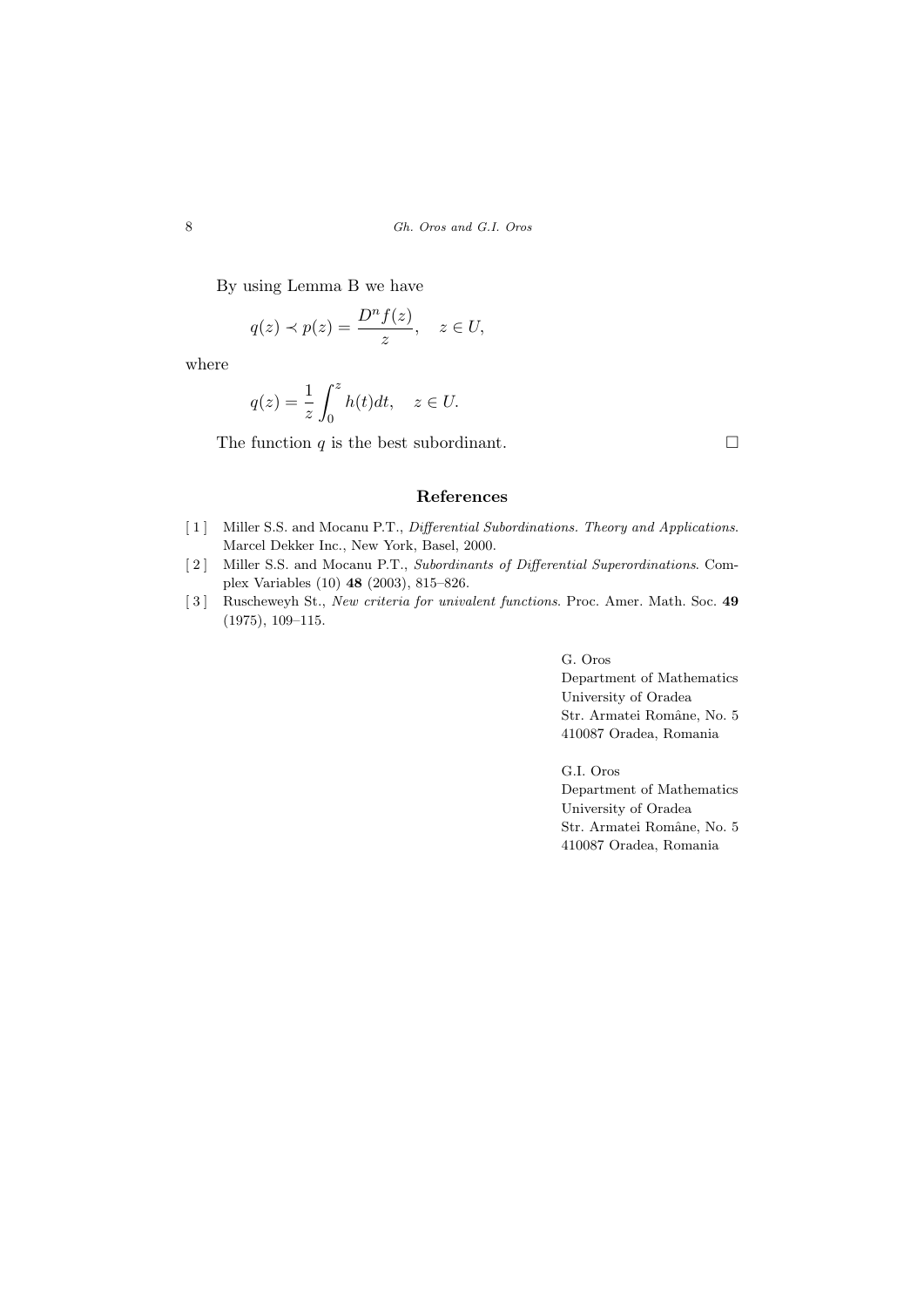By using Lemma B we have

$$q(z) \prec p(z) = \frac{D^n f(z)}{z}, \quad z \in U,$$

where

$$q(z) = \frac{1}{z}\int_0^z h(t)dt, \quad z \in U.$$

The function $q$ is the best subordinant. $\square$

## References

[1] Miller S.S. and Mocanu P.T., *Differential Subordinations. Theory and Applications*. Marcel Dekker Inc., New York, Basel, 2000.

[2] Miller S.S. and Mocanu P.T., *Subordinants of Differential Superordinations*. Complex Variables (10) **48** (2003), 815–826.

[3] Ruscheweyh St., *New criteria for univalent functions*. Proc. Amer. Math. Soc. **49** (1975), 109–115.

G. Oros
Department of Mathematics
University of Oradea
Str. Armatei Române, No. 5
410087 Oradea, Romania

G.I. Oros
Department of Mathematics
University of Oradea
Str. Armatei Române, No. 5
410087 Oradea, Romania